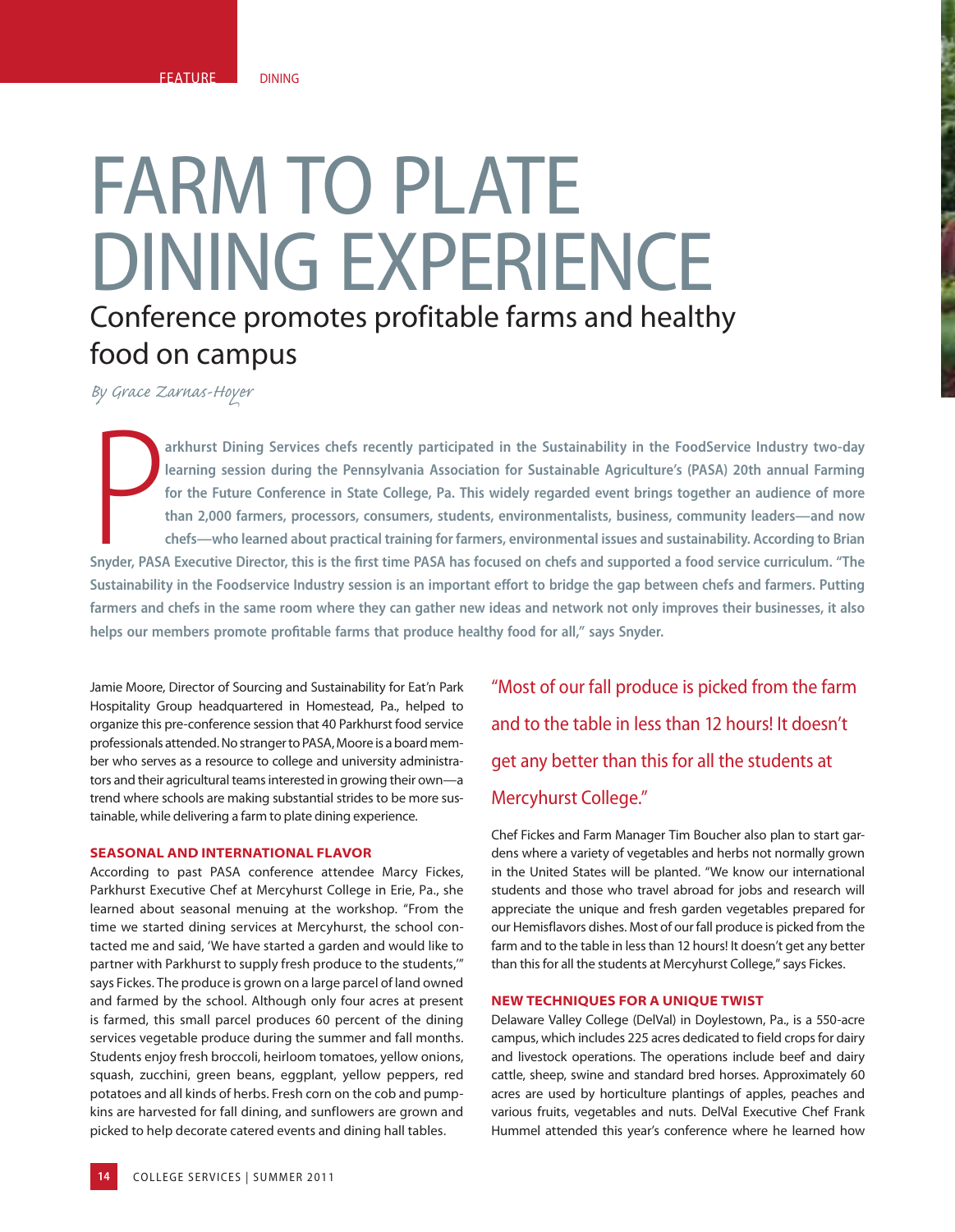FEATURE DINING

# FARM TO PLATE DINING EXPERIENCE

## Conference promotes profitable farms and healthy food on campus

*By Grace Zarnas-Hoyer*

**Parkhurst Dining Services chefs recently participated in the Sustainability in the FoodService Industry two-day learning session during the Pennsylvania Association for Sustainable Agriculture's (PASA) 20th annual Farming for the Future Conference in State College, Pa. This widely regarded event brings together an audience of more than 2,000 farmers, processors, consumers, students, environmentalists, business, community leaders—and now chefs—who learned about practical training for farmers, environmental issues and sustainability. According to Brian Snyder, PASA Executive Director, this is the first time PASA has focused on chefs and supported a food service curriculum. "The Sustainability in the Foodservice Industry session is an important effort to bridge the gap between chefs and farmers. Putting farmers and chefs in the same room where they can gather new ideas and network not only improves their businesses, it also helps our members promote profitable farms that produce healthy food for all," says Snyder.**

Jamie Moore, Director of Sourcing and Sustainability for Eat'n Park Hospitality Group headquartered in Homestead, Pa., helped to organize this pre-conference session that 40 Parkhurst food service professionals attended. No stranger to PASA, Moore is a board member who serves as a resource to college and university administrators and their agricultural teams interested in growing their own—a trend where schools are making substantial strides to be more sustainable, while delivering a farm to plate dining experience.

### SEASONAL AND INTERNATIONAL FLAVOR

According to past PASA conference attendee Marcy Fickes, Parkhurst Executive Chef at Mercyhurst College in Erie, Pa., she learned about seasonal menuing at the workshop. "From the time we started dining services at Mercyhurst, the school contacted me and said, 'We have started a garden and would like to partner with Parkhurst to supply fresh produce to the students,'" says Fickes. The produce is grown on a large parcel of land owned and farmed by the school. Although only four acres at present is farmed, this small parcel produces 60 percent of the dining services vegetable produce during the summer and fall months. Students enjoy fresh broccoli, heirloom tomatoes, yellow onions, squash, zucchini, green beans, eggplant, yellow peppers, red potatoes and all kinds of herbs. Fresh corn on the cob and pumpkins are harvested for fall dining, and sunflowers are grown and picked to help decorate catered events and dining hall tables.

> "Most of our fall produce is picked from the farm and to the table in less than 12 hours! It doesn't get any better than this for all the students at Mercyhurst College."

Chef Fickes and Farm Manager Tim Boucher also plan to start gardens where a variety of vegetables and herbs not normally grown in the United States will be planted. "We know our international students and those who travel abroad for jobs and research will appreciate the unique and fresh garden vegetables prepared for our Hemisflavors dishes. Most of our fall produce is picked from the farm and to the table in less than 12 hours! It doesn't get any better than this for all the students at Mercyhurst College," says Fickes.

### NEW TECHNIQUES FOR A UNIQUE TWIST

Delaware Valley College (DelVal) in Doylestown, Pa., is a 550-acre campus, which includes 225 acres dedicated to field crops for dairy and livestock operations. The operations include beef and dairy cattle, sheep, swine and standard bred horses. Approximately 60 acres are used by horticulture plantings of apples, peaches and various fruits, vegetables and nuts. DelVal Executive Chef Frank Hummel attended this year's conference where he learned how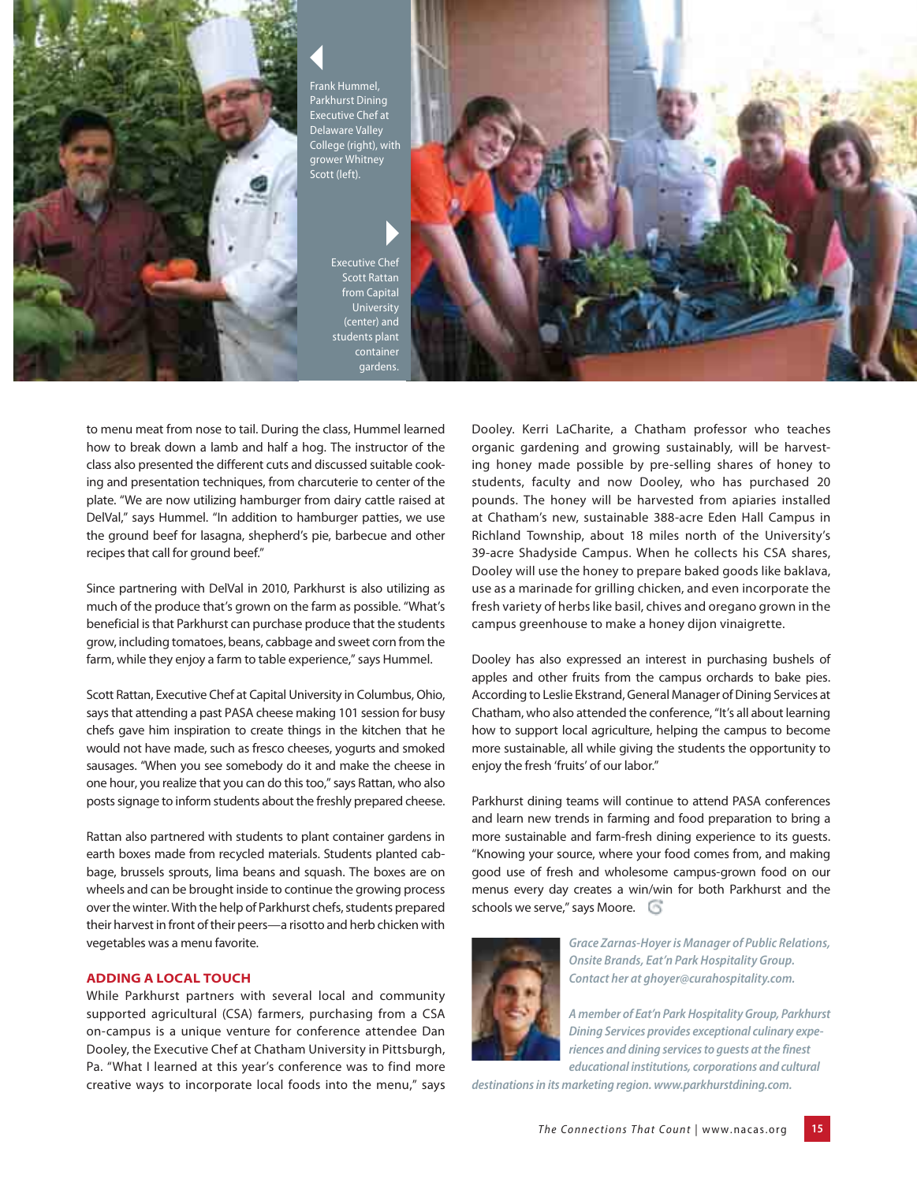Frank Hummel, Parkhurst Dining Executive Chef at Delaware Valley College (right), with grower Whitney Scott (left).

Executive Chef Scott Rattan from Capital University (center) and students plant container gardens.

to menu meat from nose to tail. During the class, Hummel learned how to break down a lamb and half a hog. The instructor of the class also presented the different cuts and discussed suitable cooking and presentation techniques, from charcuterie to center of the plate. "We are now utilizing hamburger from dairy cattle raised at DelVal," says Hummel. "In addition to hamburger patties, we use the ground beef for lasagna, shepherd's pie, barbecue and other recipes that call for ground beef."

Since partnering with DelVal in 2010, Parkhurst is also utilizing as much of the produce that's grown on the farm as possible. "What's beneficial is that Parkhurst can purchase produce that the students grow, including tomatoes, beans, cabbage and sweet corn from the farm, while they enjoy a farm to table experience," says Hummel.

Scott Rattan, Executive Chef at Capital University in Columbus, Ohio, says that attending a past PASA cheese making 101 session for busy chefs gave him inspiration to create things in the kitchen that he would not have made, such as fresco cheeses, yogurts and smoked sausages. "When you see somebody do it and make the cheese in one hour, you realize that you can do this too," says Rattan, who also posts signage to inform students about the freshly prepared cheese.

Rattan also partnered with students to plant container gardens in earth boxes made from recycled materials. Students planted cabbage, brussels sprouts, lima beans and squash. The boxes are on wheels and can be brought inside to continue the growing process over the winter. With the help of Parkhurst chefs, students prepared their harvest in front of their peers—a risotto and herb chicken with vegetables was a menu favorite.

## ADDING A LOCAL TOUCH

While Parkhurst partners with several local and community supported agricultural (CSA) farmers, purchasing from a CSA on-campus is a unique venture for conference attendee Dan Dooley, the Executive Chef at Chatham University in Pittsburgh, Pa. "What I learned at this year's conference was to find more creative ways to incorporate local foods into the menu," says Dooley. Kerri LaCharite, a Chatham professor who teaches organic gardening and growing sustainably, will be harvesting honey made possible by pre-selling shares of honey to students, faculty and now Dooley, who has purchased 20 pounds. The honey will be harvested from apiaries installed at Chatham's new, sustainable 388-acre Eden Hall Campus in Richland Township, about 18 miles north of the University's 39-acre Shadyside Campus. When he collects his CSA shares, Dooley will use the honey to prepare baked goods like baklava, use as a marinade for grilling chicken, and even incorporate the fresh variety of herbs like basil, chives and oregano grown in the campus greenhouse to make a honey dijon vinaigrette.

Dooley has also expressed an interest in purchasing bushels of apples and other fruits from the campus orchards to bake pies. According to Leslie Ekstrand, General Manager of Dining Services at Chatham, who also attended the conference, "It's all about learning how to support local agriculture, helping the campus to become more sustainable, all while giving the students the opportunity to enjoy the fresh 'fruits' of our labor."

Parkhurst dining teams will continue to attend PASA conferences and learn new trends in farming and food preparation to bring a more sustainable and farm-fresh dining experience to its guests. "Knowing your source, where your food comes from, and making good use of fresh and wholesome campus-grown food on our menus every day creates a win/win for both Parkhurst and the schools we serve," says Moore.

*Grace Zarnas-Hoyer is Manager of Public Relations, Onsite Brands, Eat'n Park Hospitality Group. Contact her at ghoyer@curahospitality.com.*

*A member of Eat'n Park Hospitality Group, Parkhurst Dining Services provides exceptional culinary experiences and dining services to guests at the finest educational institutions, corporations and cultural destinations in its marketing region. www.parkhurstdining.com.*